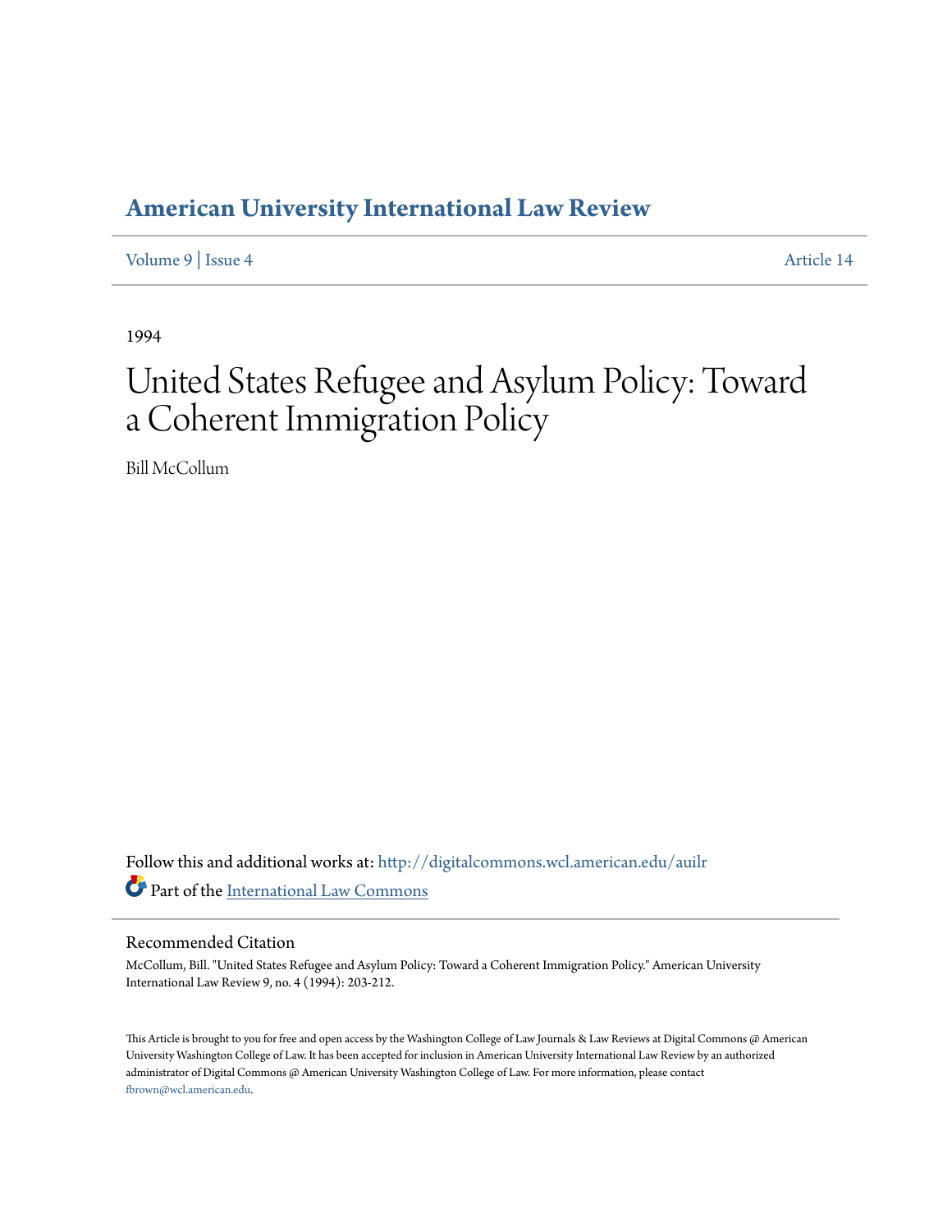# American University International Law Review

Volume 9 | Issue 4 Article 14

1994

# United States Refugee and Asylum Policy: Toward a Coherent Immigration Policy

Bill McCollum

Follow this and additional works at: http://digitalcommons.wcl.american.edu/auilr

Part of the International Law Commons

## Recommended Citation

McCollum, Bill. "United States Refugee and Asylum Policy: Toward a Coherent Immigration Policy." American University International Law Review 9, no. 4 (1994): 203-212.

This Article is brought to you for free and open access by the Washington College of Law Journals & Law Reviews at Digital Commons @ American University Washington College of Law. It has been accepted for inclusion in American University International Law Review by an authorized administrator of Digital Commons @ American University Washington College of Law. For more information, please contact fbrown@wcl.american.edu.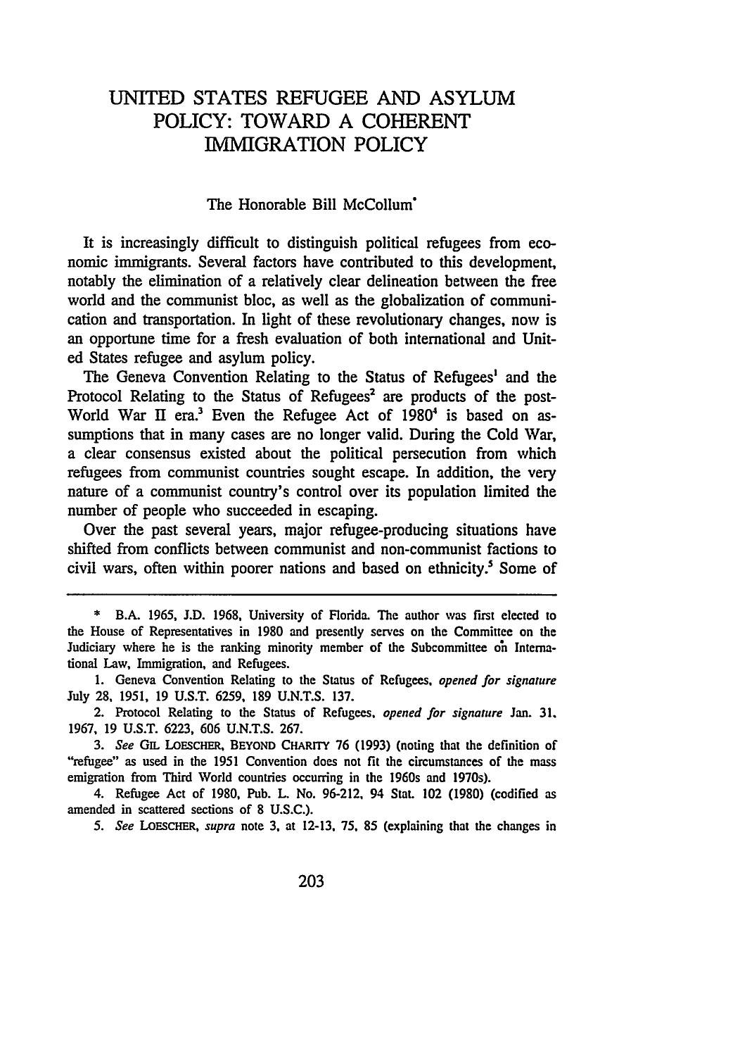# UNITED STATES REFUGEE AND ASYLUM POLICY: TOWARD A COHERENT IMMIGRATION POLICY

The Honorable Bill McCollum*

It is increasingly difficult to distinguish political refugees from economic immigrants. Several factors have contributed to this development, notably the elimination of a relatively clear delineation between the free world and the communist bloc, as well as the globalization of communication and transportation. In light of these revolutionary changes, now is an opportune time for a fresh evaluation of both international and United States refugee and asylum policy.

The Geneva Convention Relating to the Status of Refugees[1] and the Protocol Relating to the Status of Refugees[2] are products of the post-World War II era.[3] Even the Refugee Act of 1980[4] is based on assumptions that in many cases are no longer valid. During the Cold War, a clear consensus existed about the political persecution from which refugees from communist countries sought escape. In addition, the very nature of a communist country's control over its population limited the number of people who succeeded in escaping.

Over the past several years, major refugee-producing situations have shifted from conflicts between communist and non-communist factions to civil wars, often within poorer nations and based on ethnicity.[5] Some of

---

\* B.A. 1965, J.D. 1968, University of Florida. The author was first elected to the House of Representatives in 1980 and presently serves on the Committee on the Judiciary where he is the ranking minority member of the Subcommittee on International Law, Immigration, and Refugees.

1. Geneva Convention Relating to the Status of Refugees, *opened for signature* July 28, 1951, 19 U.S.T. 6259, 189 U.N.T.S. 137.

2. Protocol Relating to the Status of Refugees, *opened for signature* Jan. 31, 1967, 19 U.S.T. 6223, 606 U.N.T.S. 267.

3. *See* GIL LOESCHER, BEYOND CHARITY 76 (1993) (noting that the definition of "refugee" as used in the 1951 Convention does not fit the circumstances of the mass emigration from Third World countries occurring in the 1960s and 1970s).

4. Refugee Act of 1980, Pub. L. No. 96-212, 94 Stat. 102 (1980) (codified as amended in scattered sections of 8 U.S.C.).

5. *See* LOESCHER, *supra* note 3, at 12-13, 75, 85 (explaining that the changes in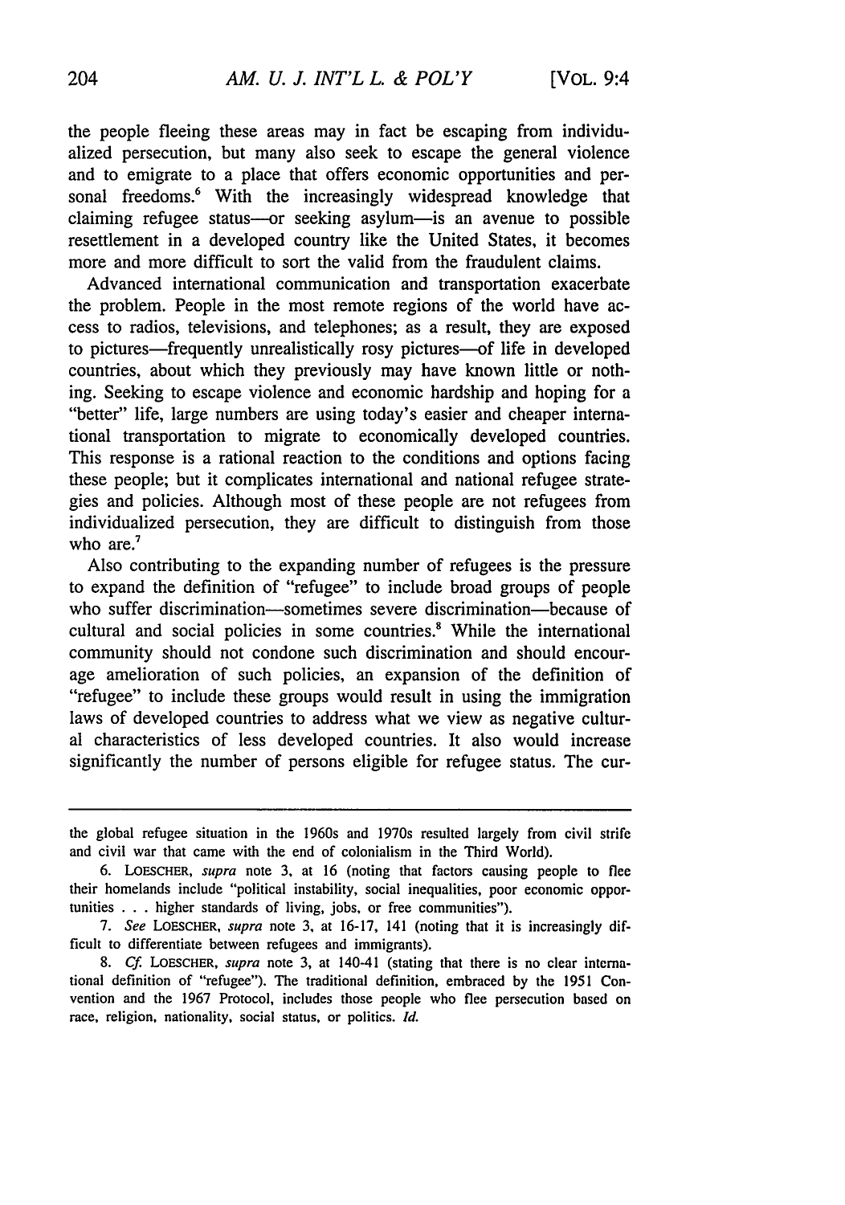the people fleeing these areas may in fact be escaping from individualized persecution, but many also seek to escape the general violence and to emigrate to a place that offers economic opportunities and personal freedoms.[6] With the increasingly widespread knowledge that claiming refugee status—or seeking asylum—is an avenue to possible resettlement in a developed country like the United States, it becomes more and more difficult to sort the valid from the fraudulent claims.

Advanced international communication and transportation exacerbate the problem. People in the most remote regions of the world have access to radios, televisions, and telephones; as a result, they are exposed to pictures—frequently unrealistically rosy pictures—of life in developed countries, about which they previously may have known little or nothing. Seeking to escape violence and economic hardship and hoping for a "better" life, large numbers are using today's easier and cheaper international transportation to migrate to economically developed countries. This response is a rational reaction to the conditions and options facing these people; but it complicates international and national refugee strategies and policies. Although most of these people are not refugees from individualized persecution, they are difficult to distinguish from those who are.[7]

Also contributing to the expanding number of refugees is the pressure to expand the definition of "refugee" to include broad groups of people who suffer discrimination—sometimes severe discrimination—because of cultural and social policies in some countries.[8] While the international community should not condone such discrimination and should encourage amelioration of such policies, an expansion of the definition of "refugee" to include these groups would result in using the immigration laws of developed countries to address what we view as negative cultural characteristics of less developed countries. It also would increase significantly the number of persons eligible for refugee status. The cur-

---

the global refugee situation in the 1960s and 1970s resulted largely from civil strife and civil war that came with the end of colonialism in the Third World).

6. LOESCHER, *supra* note 3, at 16 (noting that factors causing people to flee their homelands include "political instability, social inequalities, poor economic opportunities . . . higher standards of living, jobs, or free communities").

7. *See* LOESCHER, *supra* note 3, at 16-17, 141 (noting that it is increasingly difficult to differentiate between refugees and immigrants).

8. *Cf.* LOESCHER, *supra* note 3, at 140-41 (stating that there is no clear international definition of "refugee"). The traditional definition, embraced by the 1951 Convention and the 1967 Protocol, includes those people who flee persecution based on race, religion, nationality, social status, or politics. *Id.*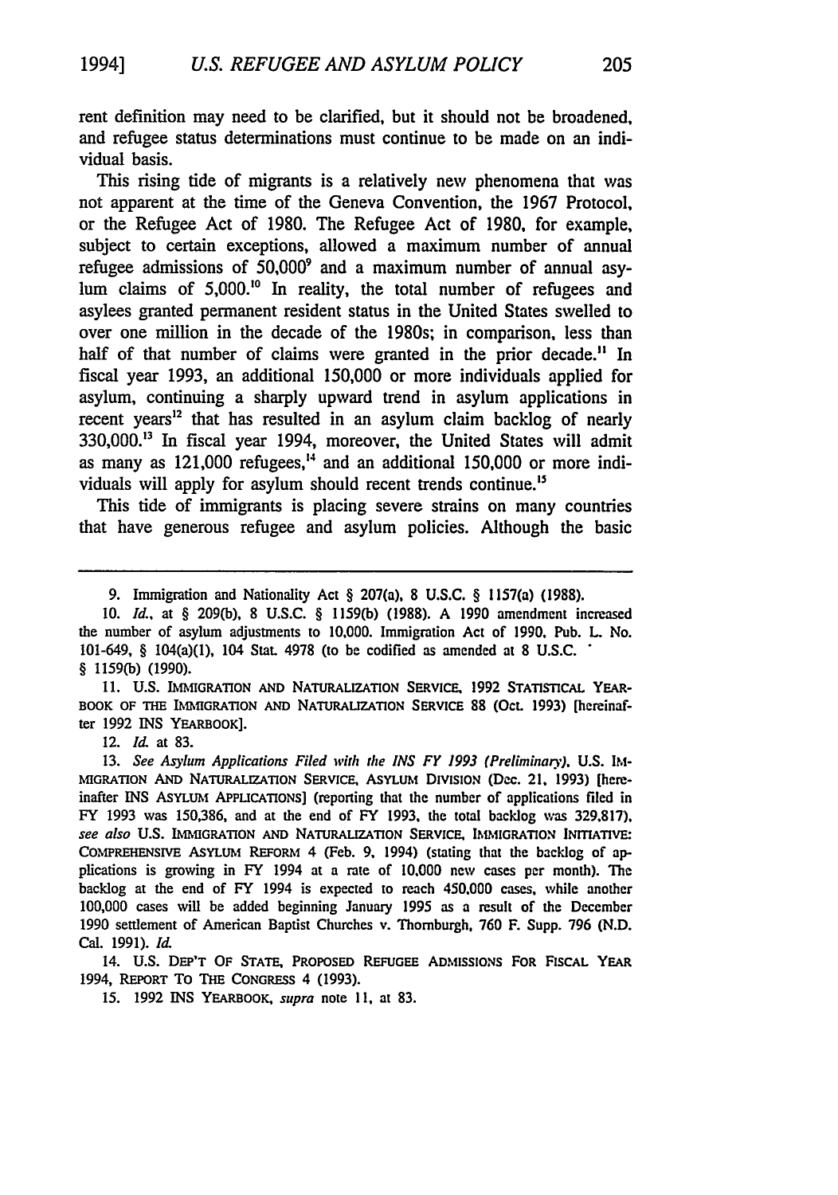rent definition may need to be clarified, but it should not be broadened, and refugee status determinations must continue to be made on an individual basis.

This rising tide of migrants is a relatively new phenomena that was not apparent at the time of the Geneva Convention, the 1967 Protocol, or the Refugee Act of 1980. The Refugee Act of 1980, for example, subject to certain exceptions, allowed a maximum number of annual refugee admissions of 50,000[9] and a maximum number of annual asylum claims of 5,000.[10] In reality, the total number of refugees and asylees granted permanent resident status in the United States swelled to over one million in the decade of the 1980s; in comparison, less than half of that number of claims were granted in the prior decade.[11] In fiscal year 1993, an additional 150,000 or more individuals applied for asylum, continuing a sharply upward trend in asylum applications in recent years[12] that has resulted in an asylum claim backlog of nearly 330,000.[13] In fiscal year 1994, moreover, the United States will admit as many as 121,000 refugees,[14] and an additional 150,000 or more individuals will apply for asylum should recent trends continue.[15]

This tide of immigrants is placing severe strains on many countries that have generous refugee and asylum policies. Although the basic

---

9. Immigration and Nationality Act § 207(a), 8 U.S.C. § 1157(a) (1988).

10. *Id.*, at § 209(b), 8 U.S.C. § 1159(b) (1988). A 1990 amendment increased the number of asylum adjustments to 10,000. Immigration Act of 1990, Pub. L. No. 101-649, § 104(a)(1), 104 Stat. 4978 (to be codified as amended at 8 U.S.C. § 1159(b) (1990).

11. U.S. IMMIGRATION AND NATURALIZATION SERVICE, 1992 STATISTICAL YEARBOOK OF THE IMMIGRATION AND NATURALIZATION SERVICE 88 (Oct. 1993) [hereinafter 1992 INS YEARBOOK].

12. *Id.* at 83.

13. *See Asylum Applications Filed with the INS FY 1993 (Preliminary)*, U.S. IMMIGRATION AND NATURALIZATION SERVICE, ASYLUM DIVISION (Dec. 21, 1993) [hereinafter INS ASYLUM APPLICATIONS] (reporting that the number of applications filed in FY 1993 was 150,386, and at the end of FY 1993, the total backlog was 329,817), *see also* U.S. IMMIGRATION AND NATURALIZATION SERVICE, IMMIGRATION INITIATIVE: COMPREHENSIVE ASYLUM REFORM 4 (Feb. 9, 1994) (stating that the backlog of applications is growing in FY 1994 at a rate of 10,000 new cases per month). The backlog at the end of FY 1994 is expected to reach 450,000 cases, while another 100,000 cases will be added beginning January 1995 as a result of the December 1990 settlement of American Baptist Churches v. Thornburgh, 760 F. Supp. 796 (N.D. Cal. 1991). *Id.*

14. U.S. DEP'T OF STATE, PROPOSED REFUGEE ADMISSIONS FOR FISCAL YEAR 1994, REPORT TO THE CONGRESS 4 (1993).

15. 1992 INS YEARBOOK, *supra* note 11, at 83.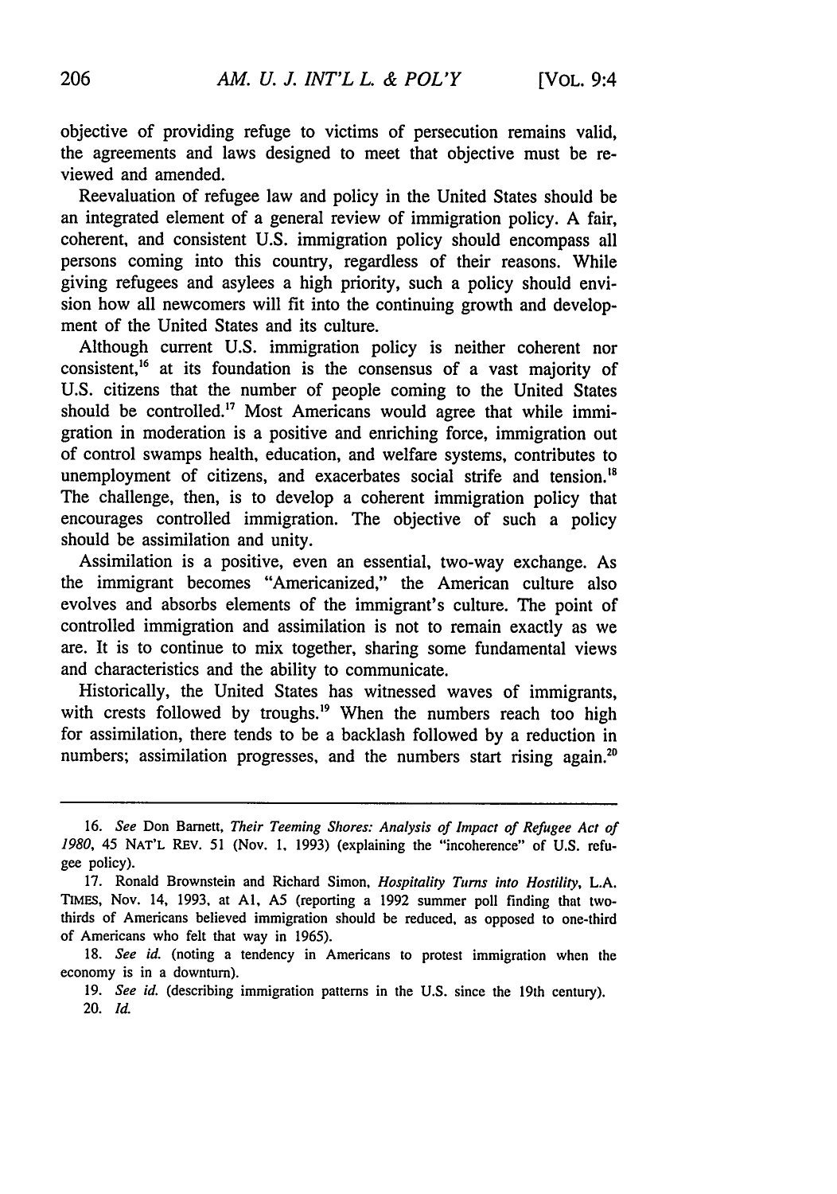objective of providing refuge to victims of persecution remains valid, the agreements and laws designed to meet that objective must be reviewed and amended.

Reevaluation of refugee law and policy in the United States should be an integrated element of a general review of immigration policy. A fair, coherent, and consistent U.S. immigration policy should encompass all persons coming into this country, regardless of their reasons. While giving refugees and asylees a high priority, such a policy should envision how all newcomers will fit into the continuing growth and development of the United States and its culture.

Although current U.S. immigration policy is neither coherent nor consistent,[16] at its foundation is the consensus of a vast majority of U.S. citizens that the number of people coming to the United States should be controlled.[17] Most Americans would agree that while immigration in moderation is a positive and enriching force, immigration out of control swamps health, education, and welfare systems, contributes to unemployment of citizens, and exacerbates social strife and tension.[18] The challenge, then, is to develop a coherent immigration policy that encourages controlled immigration. The objective of such a policy should be assimilation and unity.

Assimilation is a positive, even an essential, two-way exchange. As the immigrant becomes "Americanized," the American culture also evolves and absorbs elements of the immigrant's culture. The point of controlled immigration and assimilation is not to remain exactly as we are. It is to continue to mix together, sharing some fundamental views and characteristics and the ability to communicate.

Historically, the United States has witnessed waves of immigrants, with crests followed by troughs.[19] When the numbers reach too high for assimilation, there tends to be a backlash followed by a reduction in numbers; assimilation progresses, and the numbers start rising again.[20]

---

16. *See* Don Barnett, *Their Teeming Shores: Analysis of Impact of Refugee Act of 1980*, 45 NAT'L REV. 51 (Nov. 1, 1993) (explaining the "incoherence" of U.S. refugee policy).

17. Ronald Brownstein and Richard Simon, *Hospitality Turns into Hostility*, L.A. TIMES, Nov. 14, 1993, at A1, A5 (reporting a 1992 summer poll finding that two-thirds of Americans believed immigration should be reduced, as opposed to one-third of Americans who felt that way in 1965).

18. *See id.* (noting a tendency in Americans to protest immigration when the economy is in a downturn).

19. *See id.* (describing immigration patterns in the U.S. since the 19th century).

20. *Id.*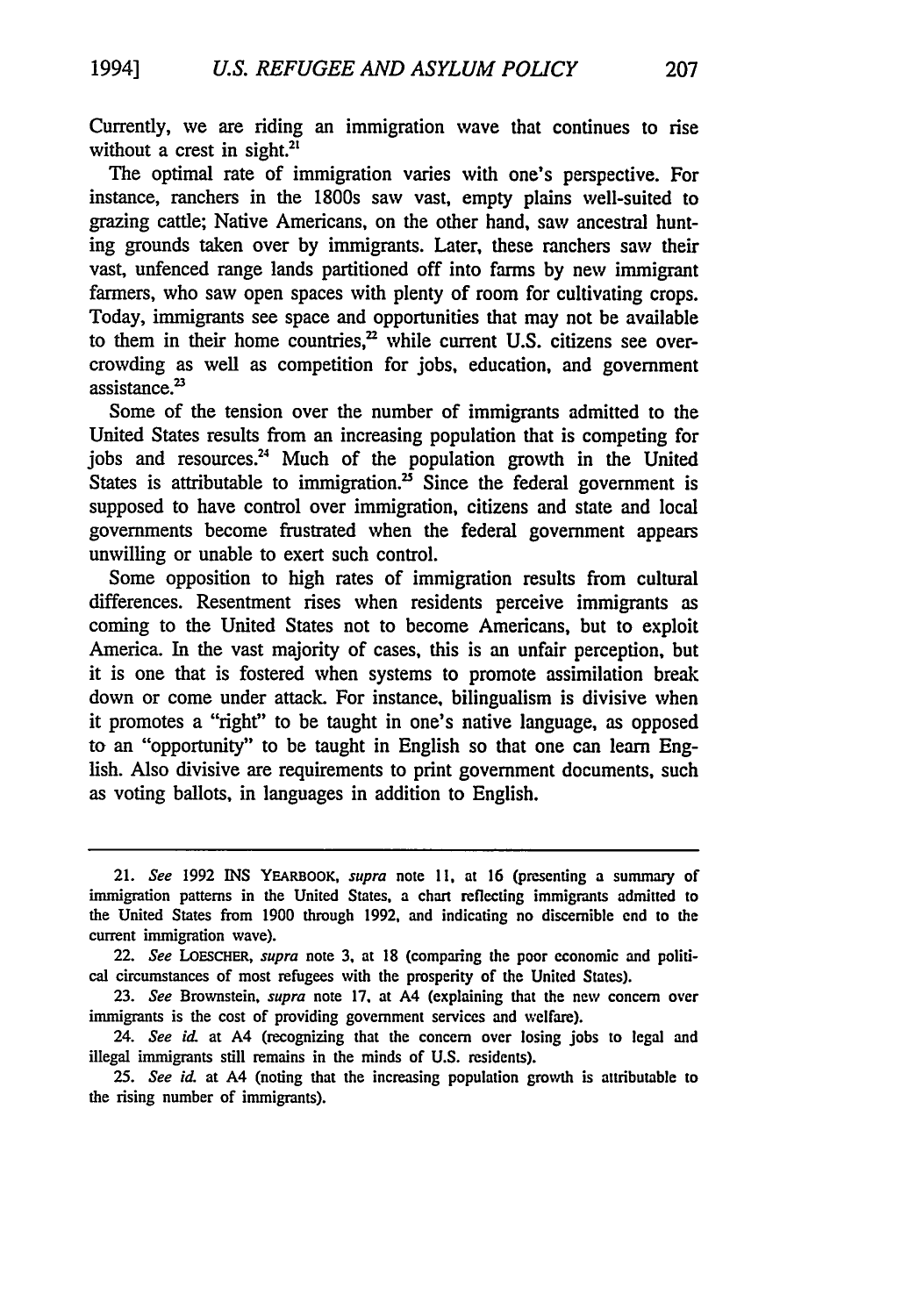Currently, we are riding an immigration wave that continues to rise without a crest in sight.[21]

The optimal rate of immigration varies with one's perspective. For instance, ranchers in the 1800s saw vast, empty plains well-suited to grazing cattle; Native Americans, on the other hand, saw ancestral hunting grounds taken over by immigrants. Later, these ranchers saw their vast, unfenced range lands partitioned off into farms by new immigrant farmers, who saw open spaces with plenty of room for cultivating crops. Today, immigrants see space and opportunities that may not be available to them in their home countries,[22] while current U.S. citizens see overcrowding as well as competition for jobs, education, and government assistance.[23]

Some of the tension over the number of immigrants admitted to the United States results from an increasing population that is competing for jobs and resources.[24] Much of the population growth in the United States is attributable to immigration.[25] Since the federal government is supposed to have control over immigration, citizens and state and local governments become frustrated when the federal government appears unwilling or unable to exert such control.

Some opposition to high rates of immigration results from cultural differences. Resentment rises when residents perceive immigrants as coming to the United States not to become Americans, but to exploit America. In the vast majority of cases, this is an unfair perception, but it is one that is fostered when systems to promote assimilation break down or come under attack. For instance, bilingualism is divisive when it promotes a "right" to be taught in one's native language, as opposed to an "opportunity" to be taught in English so that one can learn English. Also divisive are requirements to print government documents, such as voting ballots, in languages in addition to English.

---

21. *See* 1992 INS YEARBOOK, *supra* note 11, at 16 (presenting a summary of immigration patterns in the United States, a chart reflecting immigrants admitted to the United States from 1900 through 1992, and indicating no discernible end to the current immigration wave).

22. *See* LOESCHER, *supra* note 3, at 18 (comparing the poor economic and political circumstances of most refugees with the prosperity of the United States).

23. *See* Brownstein, *supra* note 17, at A4 (explaining that the new concern over immigrants is the cost of providing government services and welfare).

24. *See id.* at A4 (recognizing that the concern over losing jobs to legal and illegal immigrants still remains in the minds of U.S. residents).

25. *See id.* at A4 (noting that the increasing population growth is attributable to the rising number of immigrants).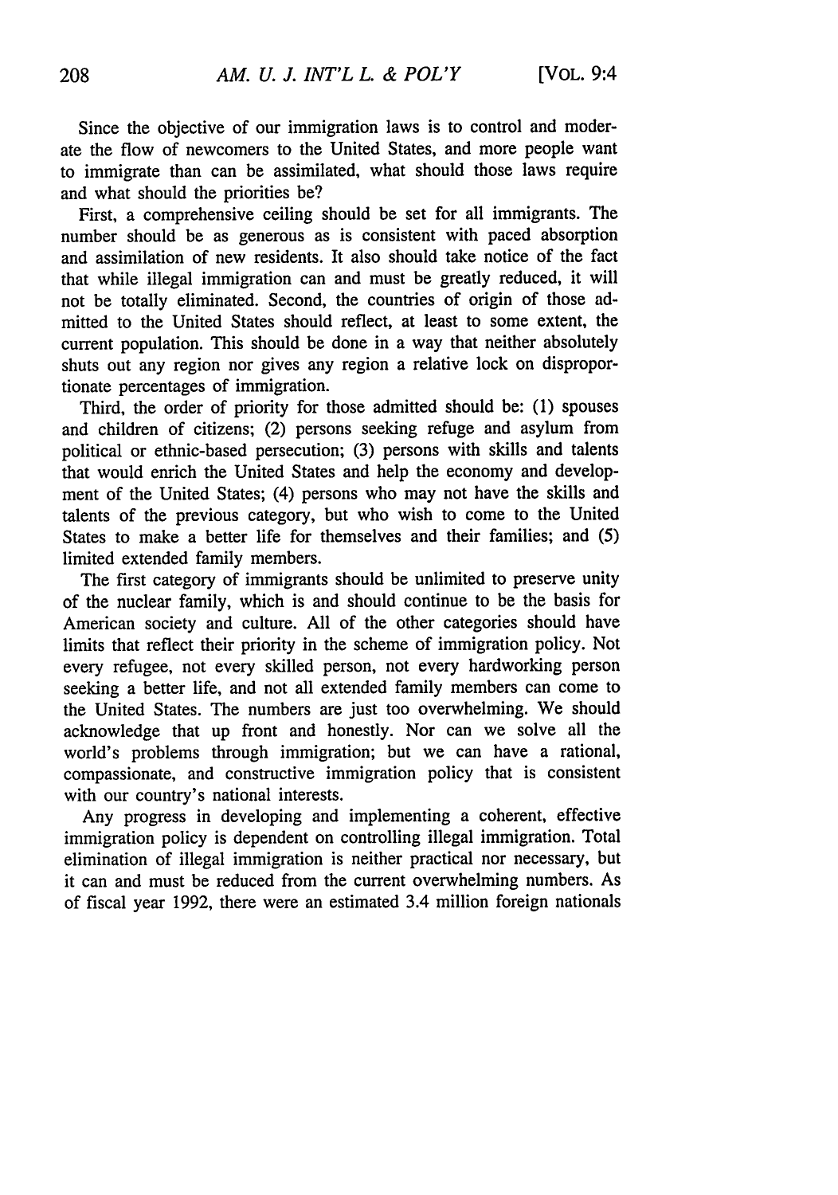Since the objective of our immigration laws is to control and moderate the flow of newcomers to the United States, and more people want to immigrate than can be assimilated, what should those laws require and what should the priorities be?

First, a comprehensive ceiling should be set for all immigrants. The number should be as generous as is consistent with paced absorption and assimilation of new residents. It also should take notice of the fact that while illegal immigration can and must be greatly reduced, it will not be totally eliminated. Second, the countries of origin of those admitted to the United States should reflect, at least to some extent, the current population. This should be done in a way that neither absolutely shuts out any region nor gives any region a relative lock on disproportionate percentages of immigration.

Third, the order of priority for those admitted should be: (1) spouses and children of citizens; (2) persons seeking refuge and asylum from political or ethnic-based persecution; (3) persons with skills and talents that would enrich the United States and help the economy and development of the United States; (4) persons who may not have the skills and talents of the previous category, but who wish to come to the United States to make a better life for themselves and their families; and (5) limited extended family members.

The first category of immigrants should be unlimited to preserve unity of the nuclear family, which is and should continue to be the basis for American society and culture. All of the other categories should have limits that reflect their priority in the scheme of immigration policy. Not every refugee, not every skilled person, not every hardworking person seeking a better life, and not all extended family members can come to the United States. The numbers are just too overwhelming. We should acknowledge that up front and honestly. Nor can we solve all the world's problems through immigration; but we can have a rational, compassionate, and constructive immigration policy that is consistent with our country's national interests.

Any progress in developing and implementing a coherent, effective immigration policy is dependent on controlling illegal immigration. Total elimination of illegal immigration is neither practical nor necessary, but it can and must be reduced from the current overwhelming numbers. As of fiscal year 1992, there were an estimated 3.4 million foreign nationals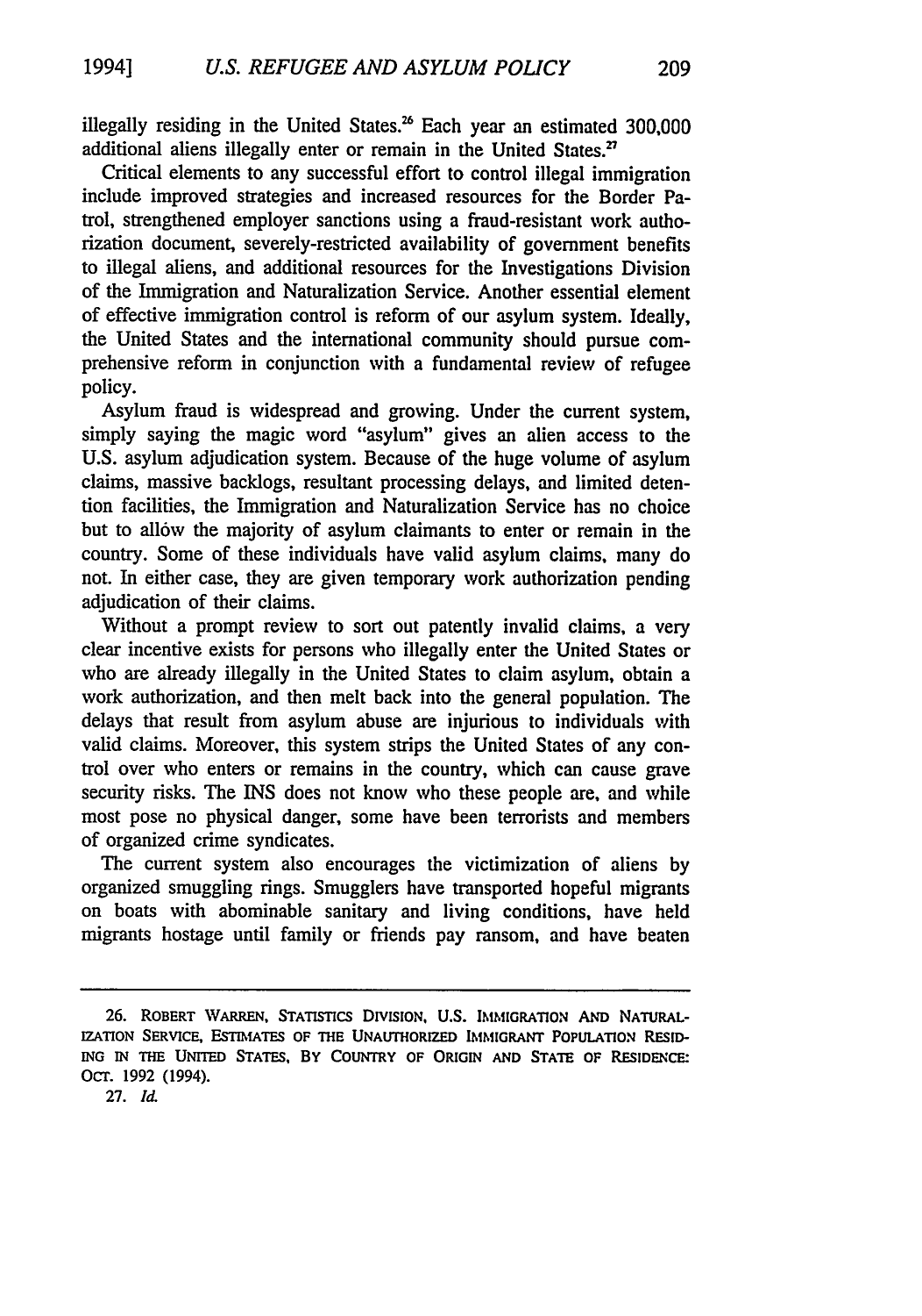illegally residing in the United States.[26] Each year an estimated 300,000 additional aliens illegally enter or remain in the United States.[27]

Critical elements to any successful effort to control illegal immigration include improved strategies and increased resources for the Border Patrol, strengthened employer sanctions using a fraud-resistant work authorization document, severely-restricted availability of government benefits to illegal aliens, and additional resources for the Investigations Division of the Immigration and Naturalization Service. Another essential element of effective immigration control is reform of our asylum system. Ideally, the United States and the international community should pursue comprehensive reform in conjunction with a fundamental review of refugee policy.

Asylum fraud is widespread and growing. Under the current system, simply saying the magic word "asylum" gives an alien access to the U.S. asylum adjudication system. Because of the huge volume of asylum claims, massive backlogs, resultant processing delays, and limited detention facilities, the Immigration and Naturalization Service has no choice but to allow the majority of asylum claimants to enter or remain in the country. Some of these individuals have valid asylum claims, many do not. In either case, they are given temporary work authorization pending adjudication of their claims.

Without a prompt review to sort out patently invalid claims, a very clear incentive exists for persons who illegally enter the United States or who are already illegally in the United States to claim asylum, obtain a work authorization, and then melt back into the general population. The delays that result from asylum abuse are injurious to individuals with valid claims. Moreover, this system strips the United States of any control over who enters or remains in the country, which can cause grave security risks. The INS does not know who these people are, and while most pose no physical danger, some have been terrorists and members of organized crime syndicates.

The current system also encourages the victimization of aliens by organized smuggling rings. Smugglers have transported hopeful migrants on boats with abominable sanitary and living conditions, have held migrants hostage until family or friends pay ransom, and have beaten

---

26. ROBERT WARREN, STATISTICS DIVISION, U.S. IMMIGRATION AND NATURALIZATION SERVICE, ESTIMATES OF THE UNAUTHORIZED IMMIGRANT POPULATION RESIDING IN THE UNITED STATES, BY COUNTRY OF ORIGIN AND STATE OF RESIDENCE: OCT. 1992 (1994).

27. *Id.*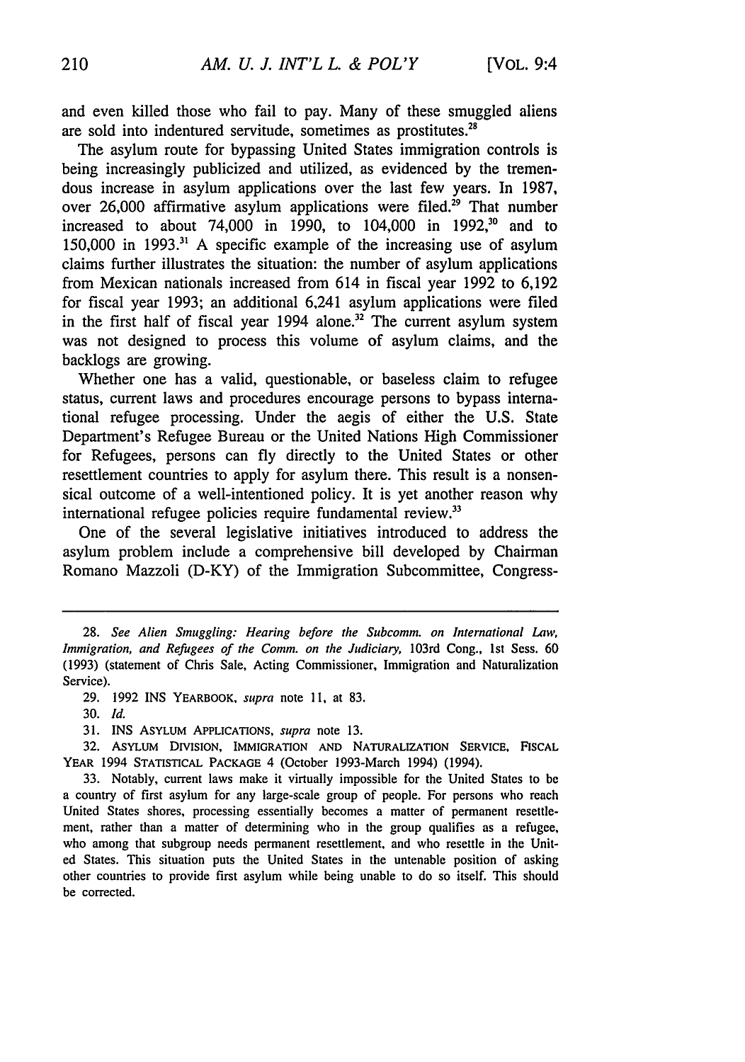and even killed those who fail to pay. Many of these smuggled aliens are sold into indentured servitude, sometimes as prostitutes.[28]

The asylum route for bypassing United States immigration controls is being increasingly publicized and utilized, as evidenced by the tremendous increase in asylum applications over the last few years. In 1987, over 26,000 affirmative asylum applications were filed.[29] That number increased to about 74,000 in 1990, to 104,000 in 1992,[30] and to 150,000 in 1993.[31] A specific example of the increasing use of asylum claims further illustrates the situation: the number of asylum applications from Mexican nationals increased from 614 in fiscal year 1992 to 6,192 for fiscal year 1993; an additional 6,241 asylum applications were filed in the first half of fiscal year 1994 alone.[32] The current asylum system was not designed to process this volume of asylum claims, and the backlogs are growing.

Whether one has a valid, questionable, or baseless claim to refugee status, current laws and procedures encourage persons to bypass international refugee processing. Under the aegis of either the U.S. State Department's Refugee Bureau or the United Nations High Commissioner for Refugees, persons can fly directly to the United States or other resettlement countries to apply for asylum there. This result is a nonsensical outcome of a well-intentioned policy. It is yet another reason why international refugee policies require fundamental review.[33]

One of the several legislative initiatives introduced to address the asylum problem include a comprehensive bill developed by Chairman Romano Mazzoli (D-KY) of the Immigration Subcommittee, Congress-

---

28. *See Alien Smuggling: Hearing before the Subcomm. on International Law, Immigration, and Refugees of the Comm. on the Judiciary*, 103rd Cong., 1st Sess. 60 (1993) (statement of Chris Sale, Acting Commissioner, Immigration and Naturalization Service).

29. 1992 INS YEARBOOK, *supra* note 11, at 83.

30. *Id.*

31. INS ASYLUM APPLICATIONS, *supra* note 13.

32. ASYLUM DIVISION, IMMIGRATION AND NATURALIZATION SERVICE, FISCAL YEAR 1994 STATISTICAL PACKAGE 4 (October 1993-March 1994) (1994).

33. Notably, current laws make it virtually impossible for the United States to be a country of first asylum for any large-scale group of people. For persons who reach United States shores, processing essentially becomes a matter of permanent resettlement, rather than a matter of determining who in the group qualifies as a refugee, who among that subgroup needs permanent resettlement, and who resettle in the United States. This situation puts the United States in the untenable position of asking other countries to provide first asylum while being unable to do so itself. This should be corrected.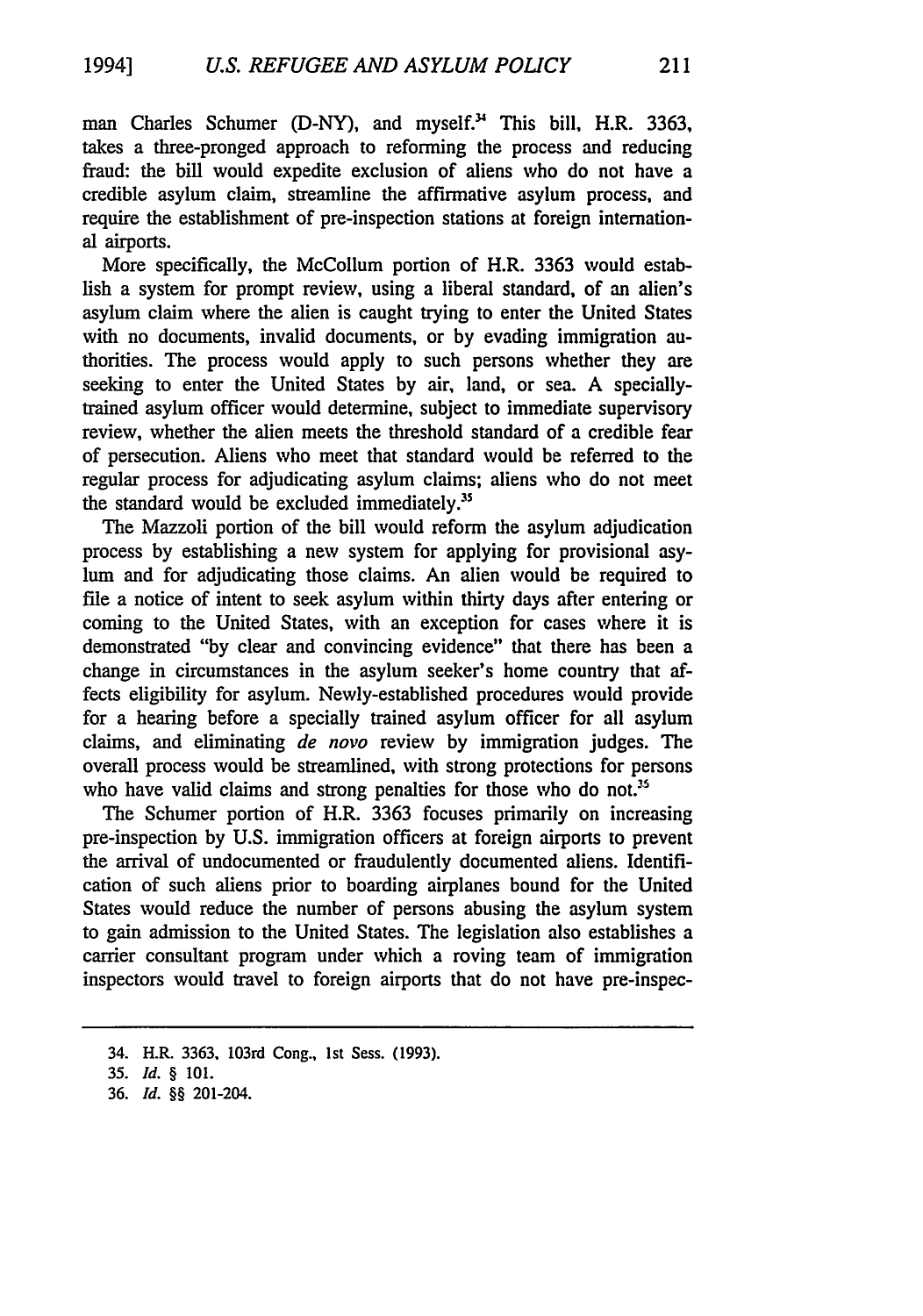man Charles Schumer (D-NY), and myself.[34] This bill, H.R. 3363, takes a three-pronged approach to reforming the process and reducing fraud: the bill would expedite exclusion of aliens who do not have a credible asylum claim, streamline the affirmative asylum process, and require the establishment of pre-inspection stations at foreign international airports.

More specifically, the McCollum portion of H.R. 3363 would establish a system for prompt review, using a liberal standard, of an alien's asylum claim where the alien is caught trying to enter the United States with no documents, invalid documents, or by evading immigration authorities. The process would apply to such persons whether they are seeking to enter the United States by air, land, or sea. A specially-trained asylum officer would determine, subject to immediate supervisory review, whether the alien meets the threshold standard of a credible fear of persecution. Aliens who meet that standard would be referred to the regular process for adjudicating asylum claims; aliens who do not meet the standard would be excluded immediately.[35]

The Mazzoli portion of the bill would reform the asylum adjudication process by establishing a new system for applying for provisional asylum and for adjudicating those claims. An alien would be required to file a notice of intent to seek asylum within thirty days after entering or coming to the United States, with an exception for cases where it is demonstrated "by clear and convincing evidence" that there has been a change in circumstances in the asylum seeker's home country that affects eligibility for asylum. Newly-established procedures would provide for a hearing before a specially trained asylum officer for all asylum claims, and eliminating *de novo* review by immigration judges. The overall process would be streamlined, with strong protections for persons who have valid claims and strong penalties for those who do not.[35]

The Schumer portion of H.R. 3363 focuses primarily on increasing pre-inspection by U.S. immigration officers at foreign airports to prevent the arrival of undocumented or fraudulently documented aliens. Identification of such aliens prior to boarding airplanes bound for the United States would reduce the number of persons abusing the asylum system to gain admission to the United States. The legislation also establishes a carrier consultant program under which a roving team of immigration inspectors would travel to foreign airports that do not have pre-inspec-

---

34. H.R. 3363, 103rd Cong., 1st Sess. (1993).

35. *Id.* § 101.

36. *Id.* §§ 201-204.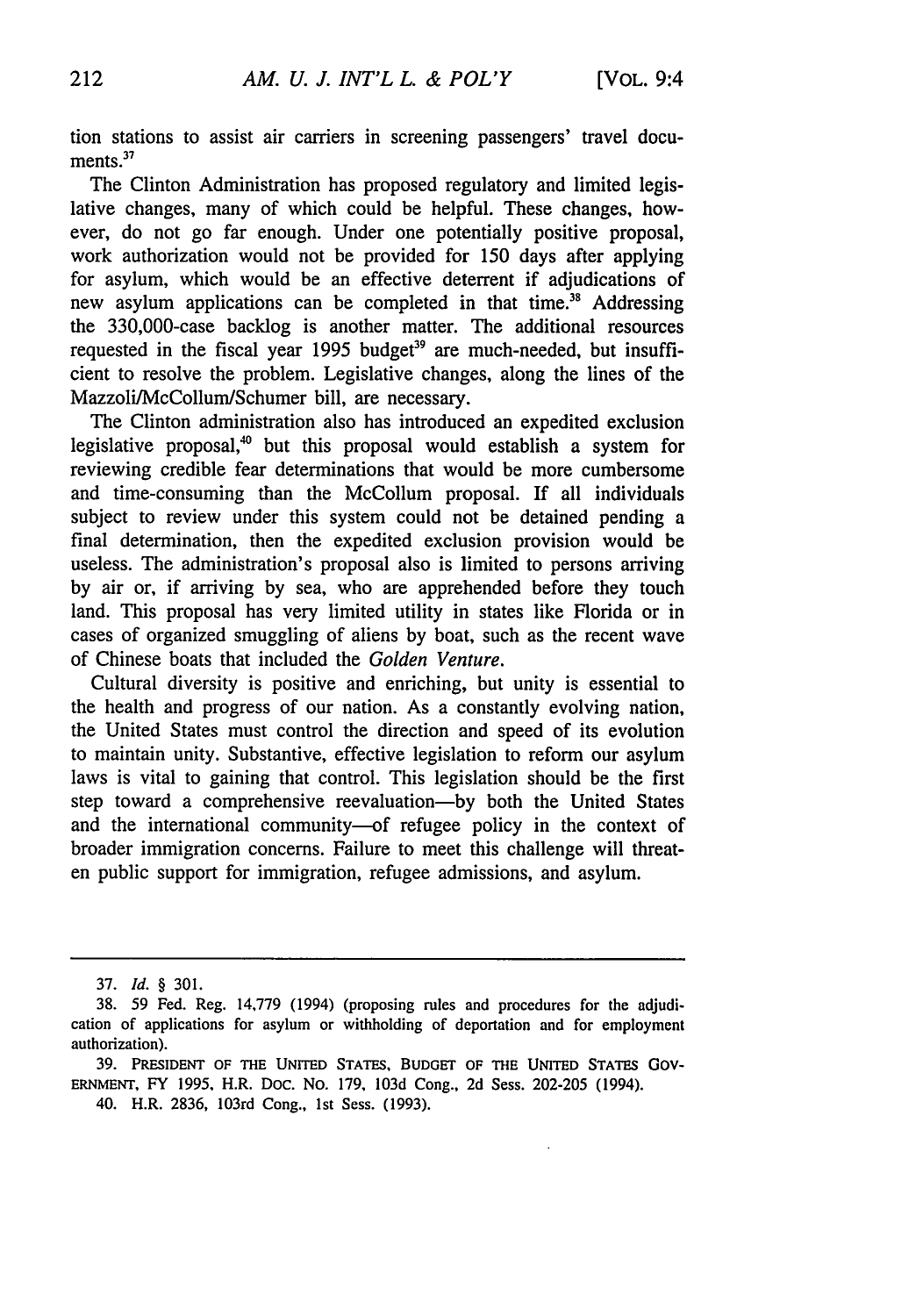tion stations to assist air carriers in screening passengers' travel documents.[37]

The Clinton Administration has proposed regulatory and limited legislative changes, many of which could be helpful. These changes, however, do not go far enough. Under one potentially positive proposal, work authorization would not be provided for 150 days after applying for asylum, which would be an effective deterrent if adjudications of new asylum applications can be completed in that time.[38] Addressing the 330,000-case backlog is another matter. The additional resources requested in the fiscal year 1995 budget[39] are much-needed, but insufficient to resolve the problem. Legislative changes, along the lines of the Mazzoli/McCollum/Schumer bill, are necessary.

The Clinton administration also has introduced an expedited exclusion legislative proposal,[40] but this proposal would establish a system for reviewing credible fear determinations that would be more cumbersome and time-consuming than the McCollum proposal. If all individuals subject to review under this system could not be detained pending a final determination, then the expedited exclusion provision would be useless. The administration's proposal also is limited to persons arriving by air or, if arriving by sea, who are apprehended before they touch land. This proposal has very limited utility in states like Florida or in cases of organized smuggling of aliens by boat, such as the recent wave of Chinese boats that included the *Golden Venture*.

Cultural diversity is positive and enriching, but unity is essential to the health and progress of our nation. As a constantly evolving nation, the United States must control the direction and speed of its evolution to maintain unity. Substantive, effective legislation to reform our asylum laws is vital to gaining that control. This legislation should be the first step toward a comprehensive reevaluation—by both the United States and the international community—of refugee policy in the context of broader immigration concerns. Failure to meet this challenge will threaten public support for immigration, refugee admissions, and asylum.

---

37. *Id.* § 301.

38. 59 Fed. Reg. 14,779 (1994) (proposing rules and procedures for the adjudication of applications for asylum or withholding of deportation and for employment authorization).

39. PRESIDENT OF THE UNITED STATES, BUDGET OF THE UNITED STATES GOVERNMENT, FY 1995, H.R. DOC. NO. 179, 103d Cong., 2d Sess. 202-205 (1994).

40. H.R. 2836, 103rd Cong., 1st Sess. (1993).